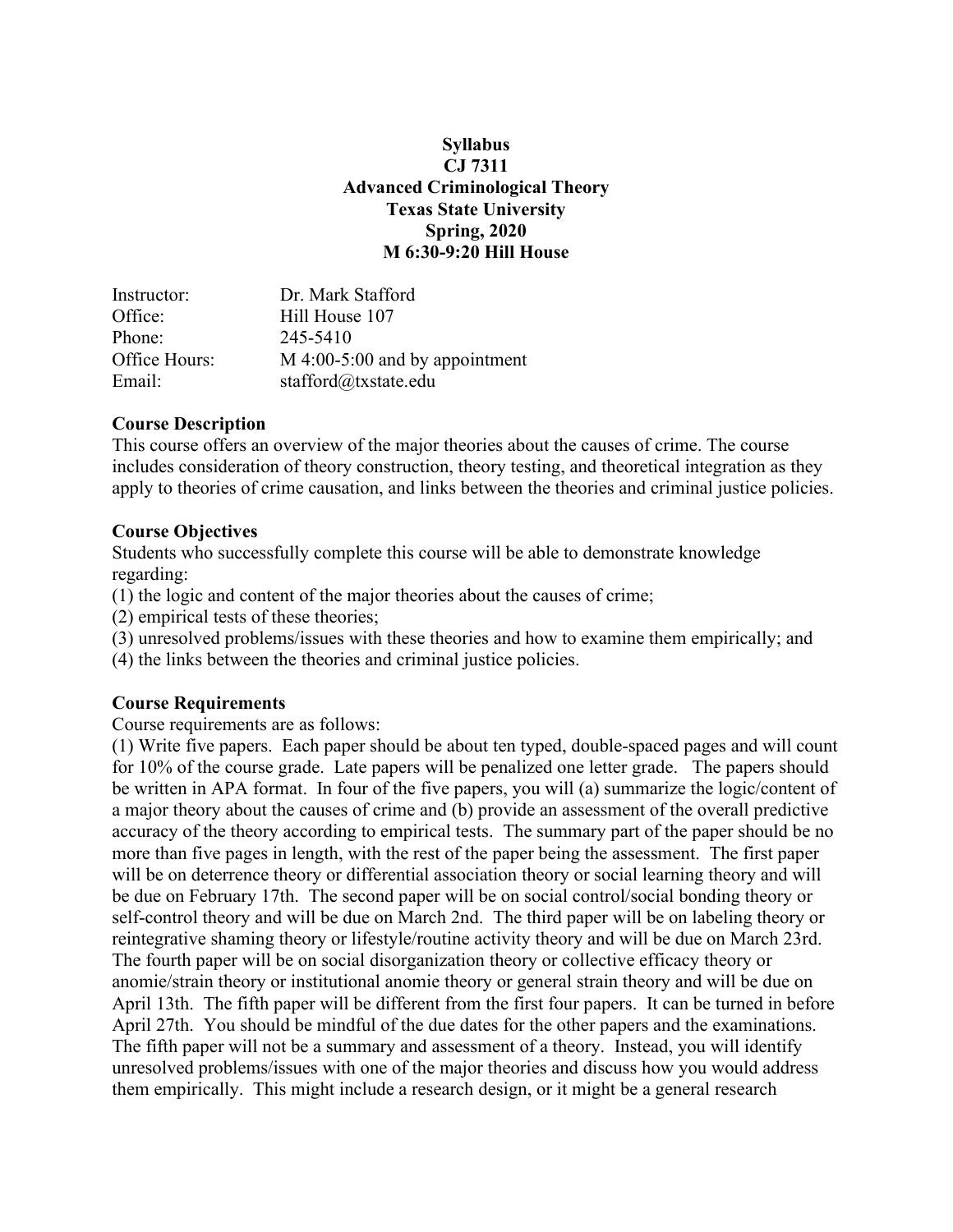# Syllabus
# CJ 7311
# Advanced Criminological Theory
# Texas State University
# Spring, 2020
# M 6:30-9:20 Hill House

| | |
|---|---|
| Instructor: | Dr. Mark Stafford |
| Office: | Hill House 107 |
| Phone: | 245-5410 |
| Office Hours: | M 4:00-5:00 and by appointment |
| Email: | stafford@txstate.edu |

## Course Description

This course offers an overview of the major theories about the causes of crime. The course includes consideration of theory construction, theory testing, and theoretical integration as they apply to theories of crime causation, and links between the theories and criminal justice policies.

## Course Objectives

Students who successfully complete this course will be able to demonstrate knowledge regarding:

(1) the logic and content of the major theories about the causes of crime;
(2) empirical tests of these theories;
(3) unresolved problems/issues with these theories and how to examine them empirically; and
(4) the links between the theories and criminal justice policies.

## Course Requirements

Course requirements are as follows:

(1) Write five papers. Each paper should be about ten typed, double-spaced pages and will count for 10% of the course grade. Late papers will be penalized one letter grade. The papers should be written in APA format. In four of the five papers, you will (a) summarize the logic/content of a major theory about the causes of crime and (b) provide an assessment of the overall predictive accuracy of the theory according to empirical tests. The summary part of the paper should be no more than five pages in length, with the rest of the paper being the assessment. The first paper will be on deterrence theory or differential association theory or social learning theory and will be due on February 17th. The second paper will be on social control/social bonding theory or self-control theory and will be due on March 2nd. The third paper will be on labeling theory or reintegrative shaming theory or lifestyle/routine activity theory and will be due on March 23rd. The fourth paper will be on social disorganization theory or collective efficacy theory or anomie/strain theory or institutional anomie theory or general strain theory and will be due on April 13th. The fifth paper will be different from the first four papers. It can be turned in before April 27th. You should be mindful of the due dates for the other papers and the examinations. The fifth paper will not be a summary and assessment of a theory. Instead, you will identify unresolved problems/issues with one of the major theories and discuss how you would address them empirically. This might include a research design, or it might be a general research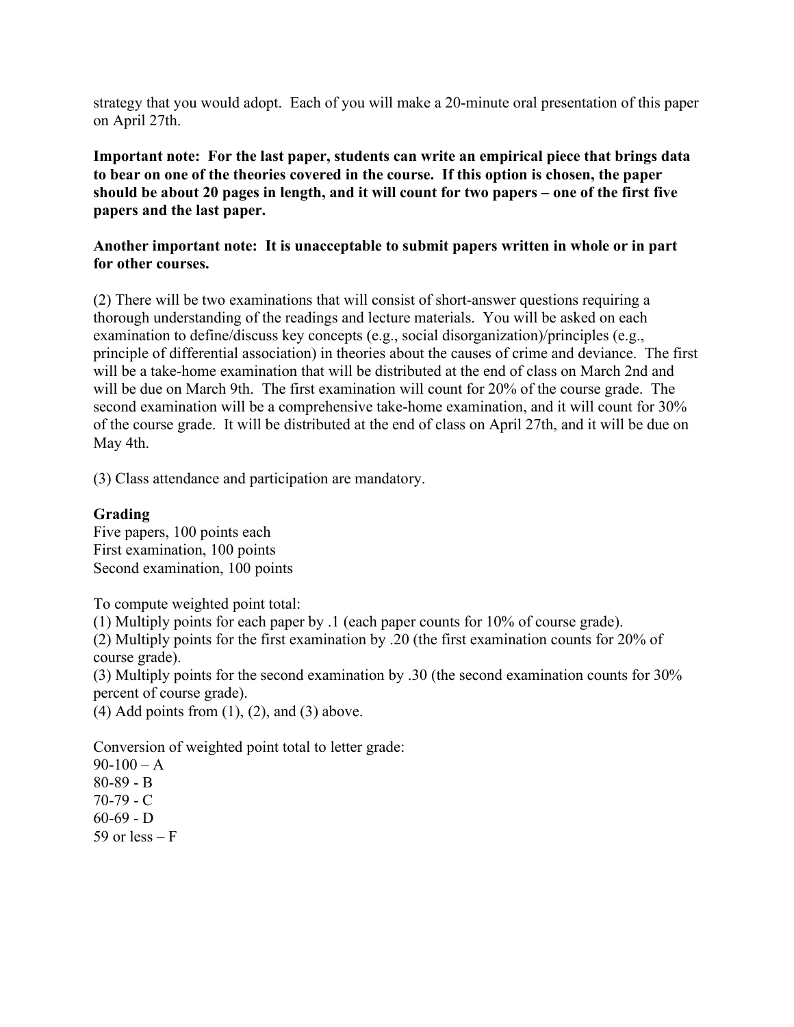strategy that you would adopt. Each of you will make a 20-minute oral presentation of this paper on April 27th.

**Important note: For the last paper, students can write an empirical piece that brings data to bear on one of the theories covered in the course. If this option is chosen, the paper should be about 20 pages in length, and it will count for two papers – one of the first five papers and the last paper.**

**Another important note: It is unacceptable to submit papers written in whole or in part for other courses.**

(2) There will be two examinations that will consist of short-answer questions requiring a thorough understanding of the readings and lecture materials. You will be asked on each examination to define/discuss key concepts (e.g., social disorganization)/principles (e.g., principle of differential association) in theories about the causes of crime and deviance. The first will be a take-home examination that will be distributed at the end of class on March 2nd and will be due on March 9th. The first examination will count for 20% of the course grade. The second examination will be a comprehensive take-home examination, and it will count for 30% of the course grade. It will be distributed at the end of class on April 27th, and it will be due on May 4th.

(3) Class attendance and participation are mandatory.

**Grading**

Five papers, 100 points each
First examination, 100 points
Second examination, 100 points

To compute weighted point total:
(1) Multiply points for each paper by .1 (each paper counts for 10% of course grade).
(2) Multiply points for the first examination by .20 (the first examination counts for 20% of course grade).
(3) Multiply points for the second examination by .30 (the second examination counts for 30% percent of course grade).
(4) Add points from (1), (2), and (3) above.

Conversion of weighted point total to letter grade:
90-100 – A
80-89 - B
70-79 - C
60-69 - D
59 or less – F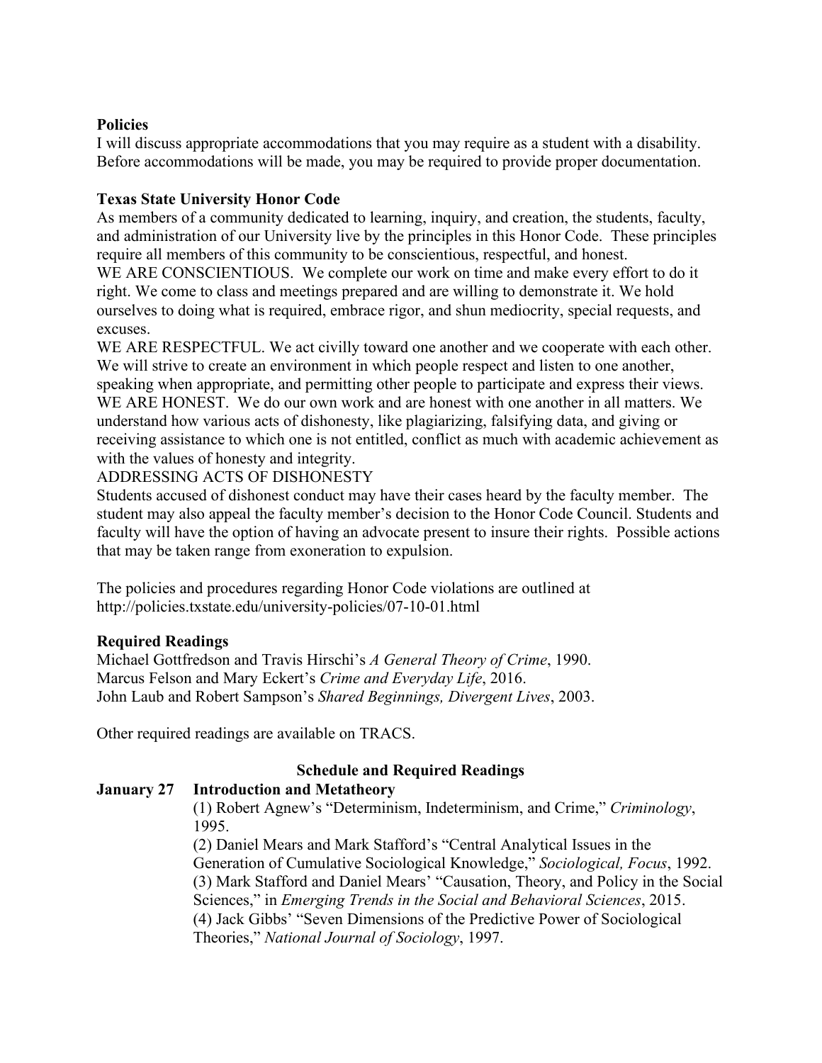**Policies**

I will discuss appropriate accommodations that you may require as a student with a disability. Before accommodations will be made, you may be required to provide proper documentation.

**Texas State University Honor Code**

As members of a community dedicated to learning, inquiry, and creation, the students, faculty, and administration of our University live by the principles in this Honor Code. These principles require all members of this community to be conscientious, respectful, and honest.

WE ARE CONSCIENTIOUS. We complete our work on time and make every effort to do it right. We come to class and meetings prepared and are willing to demonstrate it. We hold ourselves to doing what is required, embrace rigor, and shun mediocrity, special requests, and excuses.

WE ARE RESPECTFUL. We act civilly toward one another and we cooperate with each other. We will strive to create an environment in which people respect and listen to one another, speaking when appropriate, and permitting other people to participate and express their views.

WE ARE HONEST. We do our own work and are honest with one another in all matters. We understand how various acts of dishonesty, like plagiarizing, falsifying data, and giving or receiving assistance to which one is not entitled, conflict as much with academic achievement as with the values of honesty and integrity.

ADDRESSING ACTS OF DISHONESTY

Students accused of dishonest conduct may have their cases heard by the faculty member. The student may also appeal the faculty member's decision to the Honor Code Council. Students and faculty will have the option of having an advocate present to insure their rights. Possible actions that may be taken range from exoneration to expulsion.

The policies and procedures regarding Honor Code violations are outlined at http://policies.txstate.edu/university-policies/07-10-01.html

**Required Readings**

Michael Gottfredson and Travis Hirschi's *A General Theory of Crime*, 1990.
Marcus Felson and Mary Eckert's *Crime and Everyday Life*, 2016.
John Laub and Robert Sampson's *Shared Beginnings, Divergent Lives*, 2003.

Other required readings are available on TRACS.

**Schedule and Required Readings**

**January 27 Introduction and Metatheory**

(1) Robert Agnew's "Determinism, Indeterminism, and Crime," *Criminology*, 1995.
(2) Daniel Mears and Mark Stafford's "Central Analytical Issues in the Generation of Cumulative Sociological Knowledge," *Sociological, Focus*, 1992.
(3) Mark Stafford and Daniel Mears' "Causation, Theory, and Policy in the Social Sciences," in *Emerging Trends in the Social and Behavioral Sciences*, 2015.
(4) Jack Gibbs' "Seven Dimensions of the Predictive Power of Sociological Theories," *National Journal of Sociology*, 1997.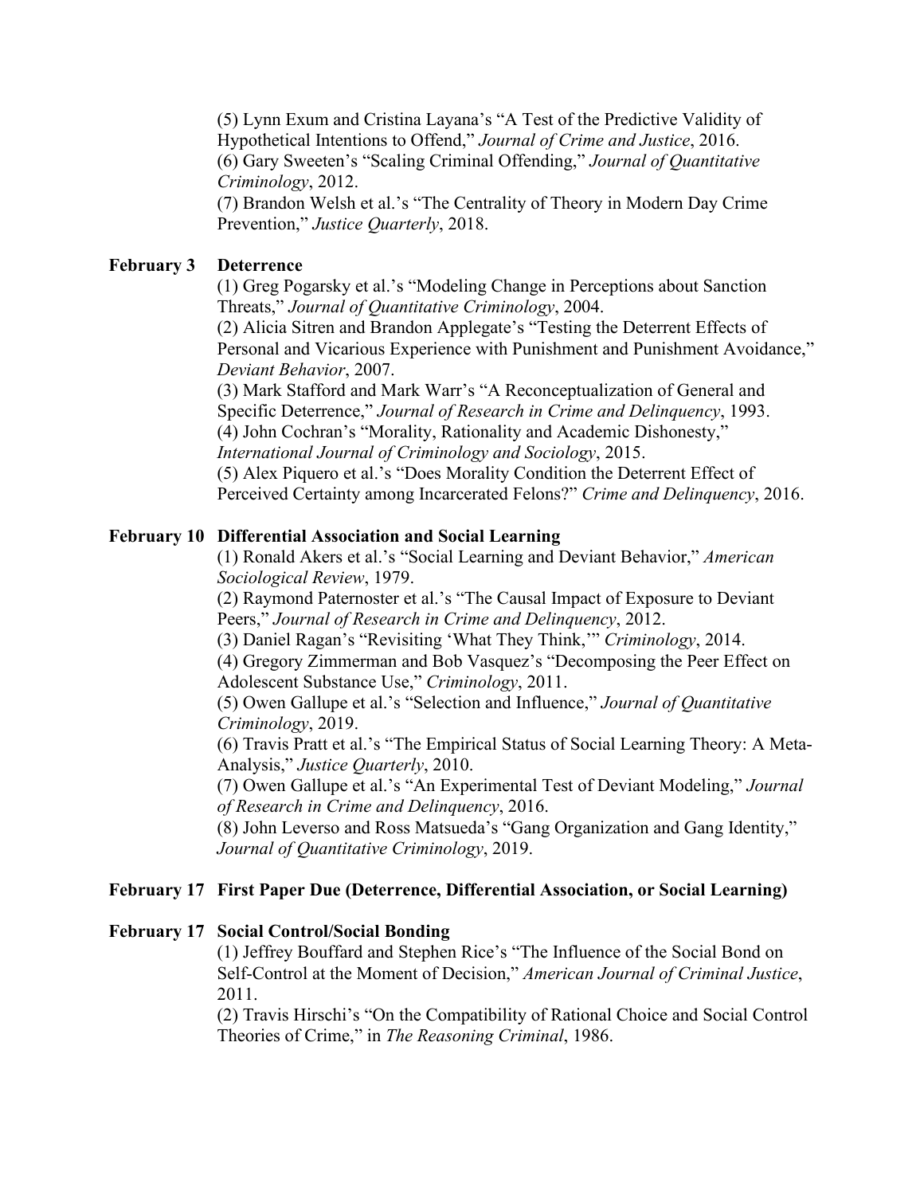(5) Lynn Exum and Cristina Layana's "A Test of the Predictive Validity of Hypothetical Intentions to Offend," *Journal of Crime and Justice*, 2016.
(6) Gary Sweeten's "Scaling Criminal Offending," *Journal of Quantitative Criminology*, 2012.
(7) Brandon Welsh et al.'s "The Centrality of Theory in Modern Day Crime Prevention," *Justice Quarterly*, 2018.

**February 3 Deterrence**

(1) Greg Pogarsky et al.'s "Modeling Change in Perceptions about Sanction Threats," *Journal of Quantitative Criminology*, 2004.
(2) Alicia Sitren and Brandon Applegate's "Testing the Deterrent Effects of Personal and Vicarious Experience with Punishment and Punishment Avoidance," *Deviant Behavior*, 2007.
(3) Mark Stafford and Mark Warr's "A Reconceptualization of General and Specific Deterrence," *Journal of Research in Crime and Delinquency*, 1993.
(4) John Cochran's "Morality, Rationality and Academic Dishonesty," *International Journal of Criminology and Sociology*, 2015.
(5) Alex Piquero et al.'s "Does Morality Condition the Deterrent Effect of Perceived Certainty among Incarcerated Felons?" *Crime and Delinquency*, 2016.

**February 10 Differential Association and Social Learning**

(1) Ronald Akers et al.'s "Social Learning and Deviant Behavior," *American Sociological Review*, 1979.
(2) Raymond Paternoster et al.'s "The Causal Impact of Exposure to Deviant Peers," *Journal of Research in Crime and Delinquency*, 2012.
(3) Daniel Ragan's "Revisiting 'What They Think,'" *Criminology*, 2014.
(4) Gregory Zimmerman and Bob Vasquez's "Decomposing the Peer Effect on Adolescent Substance Use," *Criminology*, 2011.
(5) Owen Gallupe et al.'s "Selection and Influence," *Journal of Quantitative Criminology*, 2019.
(6) Travis Pratt et al.'s "The Empirical Status of Social Learning Theory: A Meta-Analysis," *Justice Quarterly*, 2010.
(7) Owen Gallupe et al.'s "An Experimental Test of Deviant Modeling," *Journal of Research in Crime and Delinquency*, 2016.
(8) John Leverso and Ross Matsueda's "Gang Organization and Gang Identity," *Journal of Quantitative Criminology*, 2019.

**February 17 First Paper Due (Deterrence, Differential Association, or Social Learning)**

**February 17 Social Control/Social Bonding**

(1) Jeffrey Bouffard and Stephen Rice's "The Influence of the Social Bond on Self-Control at the Moment of Decision," *American Journal of Criminal Justice*, 2011.
(2) Travis Hirschi's "On the Compatibility of Rational Choice and Social Control Theories of Crime," in *The Reasoning Criminal*, 1986.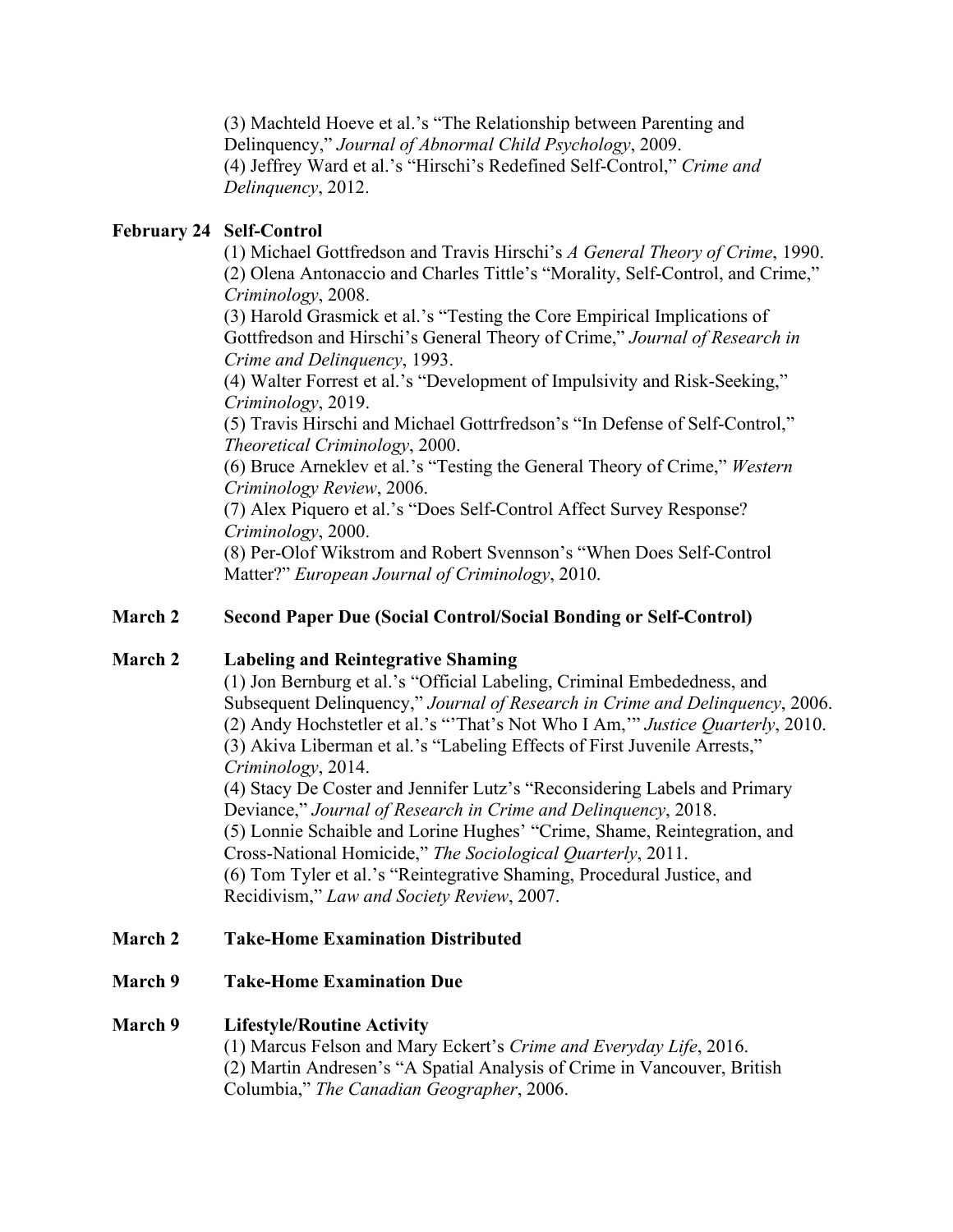(3) Machteld Hoeve et al.'s "The Relationship between Parenting and Delinquency," *Journal of Abnormal Child Psychology*, 2009.
(4) Jeffrey Ward et al.'s "Hirschi's Redefined Self-Control," *Crime and Delinquency*, 2012.

**February 24 Self-Control**

(1) Michael Gottfredson and Travis Hirschi's *A General Theory of Crime*, 1990.
(2) Olena Antonaccio and Charles Tittle's "Morality, Self-Control, and Crime," *Criminology*, 2008.
(3) Harold Grasmick et al.'s "Testing the Core Empirical Implications of Gottfredson and Hirschi's General Theory of Crime," *Journal of Research in Crime and Delinquency*, 1993.
(4) Walter Forrest et al.'s "Development of Impulsivity and Risk-Seeking," *Criminology*, 2019.
(5) Travis Hirschi and Michael Gottrfredson's "In Defense of Self-Control," *Theoretical Criminology*, 2000.
(6) Bruce Arneklev et al.'s "Testing the General Theory of Crime," *Western Criminology Review*, 2006.
(7) Alex Piquero et al.'s "Does Self-Control Affect Survey Response? *Criminology*, 2000.
(8) Per-Olof Wikstrom and Robert Svennson's "When Does Self-Control Matter?" *European Journal of Criminology*, 2010.

**March 2 Second Paper Due (Social Control/Social Bonding or Self-Control)**

**March 2 Labeling and Reintegrative Shaming**

(1) Jon Bernburg et al.'s "Official Labeling, Criminal Embededness, and Subsequent Delinquency," *Journal of Research in Crime and Delinquency*, 2006.
(2) Andy Hochstetler et al.'s "'That's Not Who I Am,'" *Justice Quarterly*, 2010.
(3) Akiva Liberman et al.'s "Labeling Effects of First Juvenile Arrests," *Criminology*, 2014.
(4) Stacy De Coster and Jennifer Lutz's "Reconsidering Labels and Primary Deviance," *Journal of Research in Crime and Delinquency*, 2018.
(5) Lonnie Schaible and Lorine Hughes' "Crime, Shame, Reintegration, and Cross-National Homicide," *The Sociological Quarterly*, 2011.
(6) Tom Tyler et al.'s "Reintegrative Shaming, Procedural Justice, and Recidivism," *Law and Society Review*, 2007.

**March 2 Take-Home Examination Distributed**

**March 9 Take-Home Examination Due**

**March 9 Lifestyle/Routine Activity**

(1) Marcus Felson and Mary Eckert's *Crime and Everyday Life*, 2016.
(2) Martin Andresen's "A Spatial Analysis of Crime in Vancouver, British Columbia," *The Canadian Geographer*, 2006.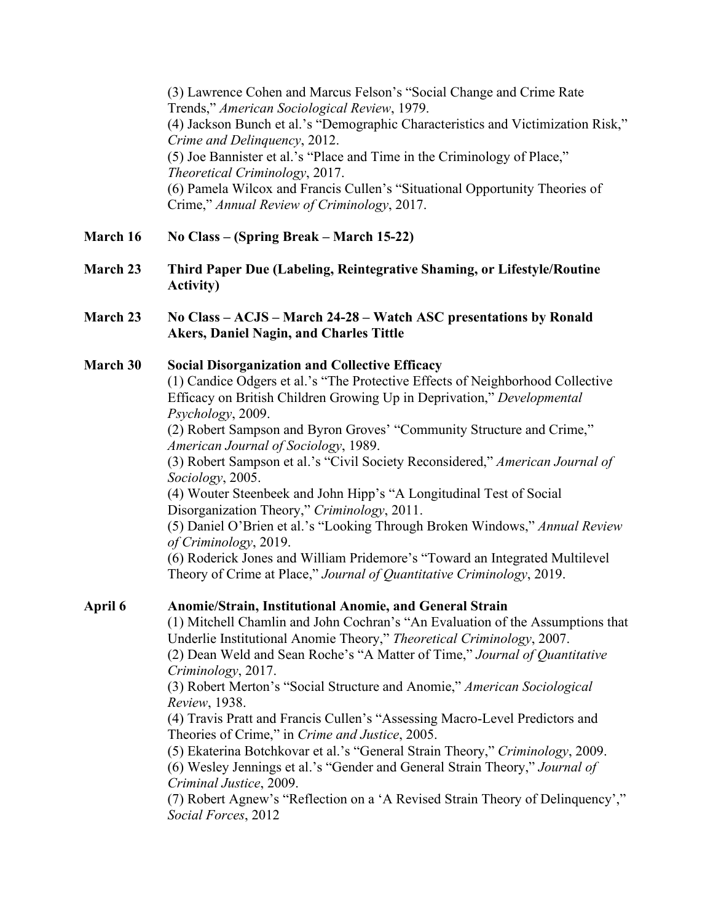(3) Lawrence Cohen and Marcus Felson's "Social Change and Crime Rate Trends," *American Sociological Review*, 1979.
(4) Jackson Bunch et al.'s "Demographic Characteristics and Victimization Risk," *Crime and Delinquency*, 2012.
(5) Joe Bannister et al.'s "Place and Time in the Criminology of Place," *Theoretical Criminology*, 2017.
(6) Pamela Wilcox and Francis Cullen's "Situational Opportunity Theories of Crime," *Annual Review of Criminology*, 2017.

**March 16 No Class – (Spring Break – March 15-22)**

**March 23 Third Paper Due (Labeling, Reintegrative Shaming, or Lifestyle/Routine Activity)**

**March 23 No Class – ACJS – March 24-28 – Watch ASC presentations by Ronald Akers, Daniel Nagin, and Charles Tittle**

**March 30 Social Disorganization and Collective Efficacy**

(1) Candice Odgers et al.'s "The Protective Effects of Neighborhood Collective Efficacy on British Children Growing Up in Deprivation," *Developmental Psychology*, 2009.
(2) Robert Sampson and Byron Groves' "Community Structure and Crime," *American Journal of Sociology*, 1989.
(3) Robert Sampson et al.'s "Civil Society Reconsidered," *American Journal of Sociology*, 2005.
(4) Wouter Steenbeek and John Hipp's "A Longitudinal Test of Social Disorganization Theory," *Criminology*, 2011.
(5) Daniel O'Brien et al.'s "Looking Through Broken Windows," *Annual Review of Criminology*, 2019.
(6) Roderick Jones and William Pridemore's "Toward an Integrated Multilevel Theory of Crime at Place," *Journal of Quantitative Criminology*, 2019.

**April 6 Anomie/Strain, Institutional Anomie, and General Strain**

(1) Mitchell Chamlin and John Cochran's "An Evaluation of the Assumptions that Underlie Institutional Anomie Theory," *Theoretical Criminology*, 2007.
(2) Dean Weld and Sean Roche's "A Matter of Time," *Journal of Quantitative Criminology*, 2017.
(3) Robert Merton's "Social Structure and Anomie," *American Sociological Review*, 1938.
(4) Travis Pratt and Francis Cullen's "Assessing Macro-Level Predictors and Theories of Crime," in *Crime and Justice*, 2005.
(5) Ekaterina Botchkovar et al.'s "General Strain Theory," *Criminology*, 2009.
(6) Wesley Jennings et al.'s "Gender and General Strain Theory," *Journal of Criminal Justice*, 2009.
(7) Robert Agnew's "Reflection on a 'A Revised Strain Theory of Delinquency'," *Social Forces*, 2012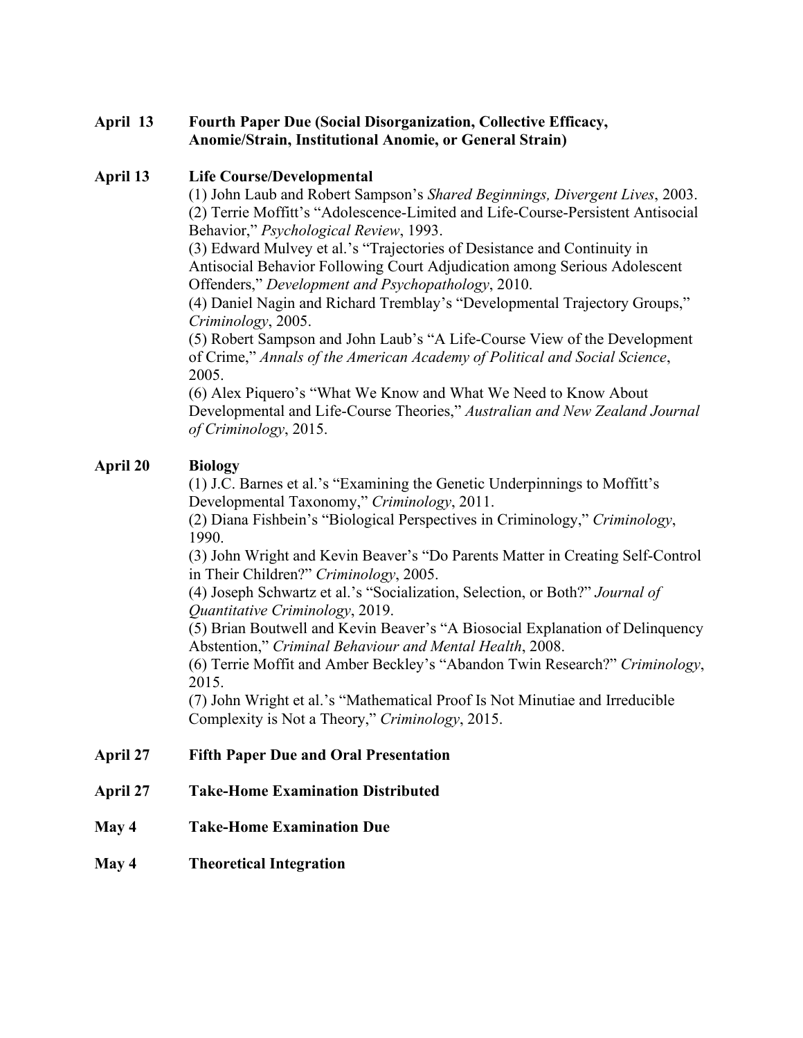**April 13** **Fourth Paper Due (Social Disorganization, Collective Efficacy, Anomie/Strain, Institutional Anomie, or General Strain)**

**April 13** **Life Course/Developmental**

(1) John Laub and Robert Sampson's *Shared Beginnings, Divergent Lives*, 2003.
(2) Terrie Moffitt's "Adolescence-Limited and Life-Course-Persistent Antisocial Behavior," *Psychological Review*, 1993.
(3) Edward Mulvey et al.'s "Trajectories of Desistance and Continuity in Antisocial Behavior Following Court Adjudication among Serious Adolescent Offenders," *Development and Psychopathology*, 2010.
(4) Daniel Nagin and Richard Tremblay's "Developmental Trajectory Groups," *Criminology*, 2005.
(5) Robert Sampson and John Laub's "A Life-Course View of the Development of Crime," *Annals of the American Academy of Political and Social Science*, 2005.
(6) Alex Piquero's "What We Know and What We Need to Know About Developmental and Life-Course Theories," *Australian and New Zealand Journal of Criminology*, 2015.

**April 20** **Biology**

(1) J.C. Barnes et al.'s "Examining the Genetic Underpinnings to Moffitt's Developmental Taxonomy," *Criminology*, 2011.
(2) Diana Fishbein's "Biological Perspectives in Criminology," *Criminology*, 1990.
(3) John Wright and Kevin Beaver's "Do Parents Matter in Creating Self-Control in Their Children?" *Criminology*, 2005.
(4) Joseph Schwartz et al.'s "Socialization, Selection, or Both?" *Journal of Quantitative Criminology*, 2019.
(5) Brian Boutwell and Kevin Beaver's "A Biosocial Explanation of Delinquency Abstention," *Criminal Behaviour and Mental Health*, 2008.
(6) Terrie Moffit and Amber Beckley's "Abandon Twin Research?" *Criminology*, 2015.
(7) John Wright et al.'s "Mathematical Proof Is Not Minutiae and Irreducible Complexity is Not a Theory," *Criminology*, 2015.

**April 27** **Fifth Paper Due and Oral Presentation**

**April 27** **Take-Home Examination Distributed**

**May 4** **Take-Home Examination Due**

**May 4** **Theoretical Integration**